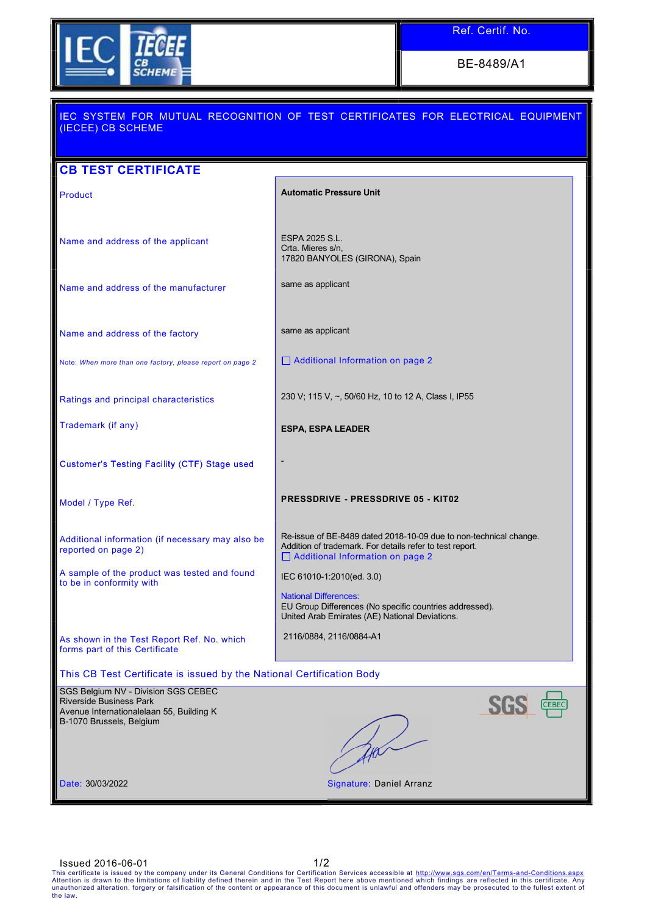Ref. Certif. No.

BE-8489/A1

## IEC SYSTEM FOR MUTUAL RECOGNITION OF TEST CERTIFICATES FOR ELECTRICAL EQUIPMENT (IECEE) CB SCHEME

# CB TEST CERTIFICATE

| | |
|---|---|
| Product | **Automatic Pressure Unit** |
| Name and address of the applicant | ESPA 2025 S.L.<br>Crta. Mieres s/n,<br>17820 BANYOLES (GIRONA), Spain |
| Name and address of the manufacturer | same as applicant |
| Name and address of the factory | same as applicant |
| Note: *When more than one factory, please report on page 2* | ☐ Additional Information on page 2 |
| Ratings and principal characteristics | 230 V; 115 V, ~, 50/60 Hz, 10 to 12 A, Class I, IP55 |
| Trademark (if any) | **ESPA, ESPA LEADER** |
| Customer's Testing Facility (CTF) Stage used | - |
| Model / Type Ref. | **PRESSDRIVE - PRESSDRIVE 05 - KIT02** |
| Additional information (if necessary may also be reported on page 2) | Re-issue of BE-8489 dated 2018-10-09 due to non-technical change. Addition of trademark. For details refer to test report.<br>☐ Additional Information on page 2 |
| A sample of the product was tested and found to be in conformity with | IEC 61010-1:2010(ed. 3.0)<br><br>National Differences:<br>EU Group Differences (No specific countries addressed).<br>United Arab Emirates (AE) National Deviations. |
| As shown in the Test Report Ref. No. which forms part of this Certificate | 2116/0884, 2116/0884-A1 |

This CB Test Certificate is issued by the National Certification Body

SGS Belgium NV - Division SGS CEBEC
Riverside Business Park
Avenue Internationalelaan 55, Building K
B-1070 Brussels, Belgium

Date: 30/03/2022

Signature: Daniel Arranz

Issued 2016-06-01

This certificate is issued by the company under its General Conditions for Certification Services accessible at http://www.sgs.com/en/Terms-and-Conditions.aspx Attention is drawn to the limitations of liability defined therein and in the Test Report here above mentioned which findings are reflected in this certificate. Any unauthorized alteration, forgery or falsification of the content or appearance of this document is unlawful and offenders may be prosecuted to the fullest extent of the law.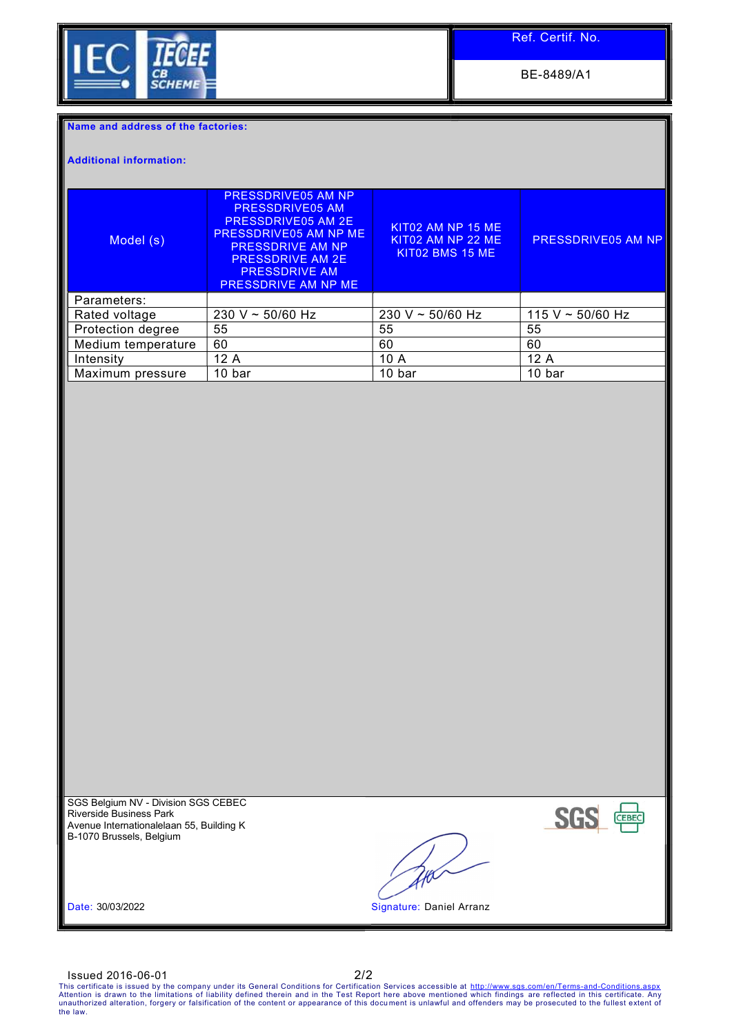Ref. Certif. No.

BE-8489/A1

**Name and address of the factories:**

**Additional information:**

| Model (s) | PRESSDRIVE05 AM NP<br>PRESSDRIVE05 AM<br>PRESSDRIVE05 AM 2E<br>PRESSDRIVE05 AM NP ME<br>PRESSDRIVE AM NP<br>PRESSDRIVE AM 2E<br>PRESSDRIVE AM<br>PRESSDRIVE AM NP ME | KIT02 AM NP 15 ME<br>KIT02 AM NP 22 ME<br>KIT02 BMS 15 ME | PRESSDRIVE05 AM NP |
|---|---|---|---|
| Parameters: | | | |
| Rated voltage | 230 V ~ 50/60 Hz | 230 V ~ 50/60 Hz | 115 V ~ 50/60 Hz |
| Protection degree | 55 | 55 | 55 |
| Medium temperature | 60 | 60 | 60 |
| Intensity | 12 A | 10 A | 12 A |
| Maximum pressure | 10 bar | 10 bar | 10 bar |

SGS Belgium NV - Division SGS CEBEC
Riverside Business Park
Avenue Internationalelaan 55, Building K
B-1070 Brussels, Belgium

Date: 30/03/2022

Signature: Daniel Arranz

Issued 2016-06-01

This certificate is issued by the company under its General Conditions for Certification Services accessible at http://www.sgs.com/en/Terms-and-Conditions.aspx Attention is drawn to the limitations of liability defined therein and in the Test Report here above mentioned which findings are reflected in this certificate. Any unauthorized alteration, forgery or falsification of the content or appearance of this document is unlawful and offenders may be prosecuted to the fullest extent of the law.